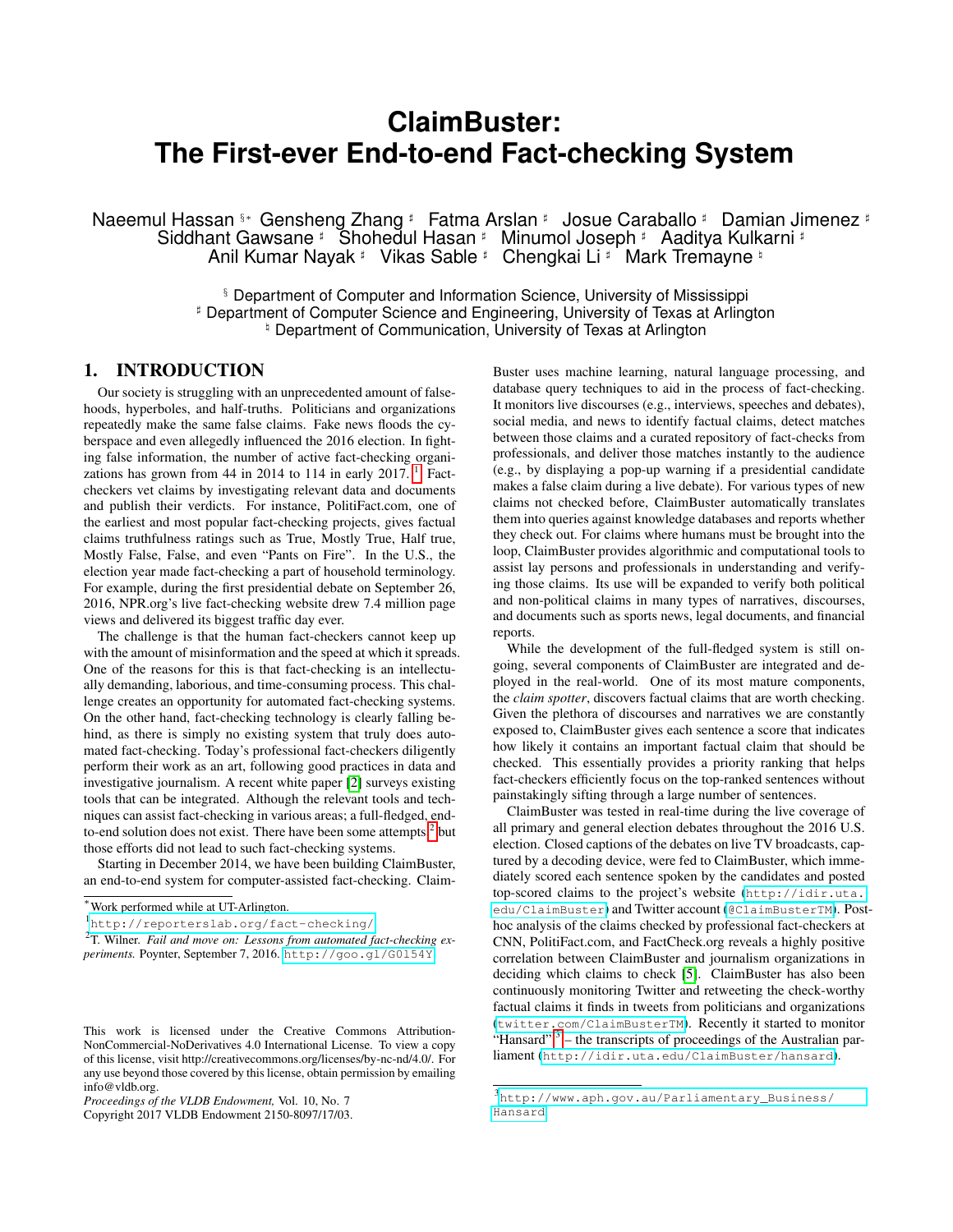# ClaimBuster: The First-ever End-to-end Fact-checking System

Naeemul Hassan [§*] Gensheng Zhang [♯] Fatma Arslan [♯] Josue Caraballo [♯] Damian Jimenez [♯] Siddhant Gawsane [♯] Shohedul Hasan [♯] Minumol Joseph [♯] Aaditya Kulkarni [♯] Anil Kumar Nayak [♯] Vikas Sable [♯] Chengkai Li [♯] Mark Tremayne [♮]

[§] Department of Computer and Information Science, University of Mississippi
[♯] Department of Computer Science and Engineering, University of Texas at Arlington
[♮] Department of Communication, University of Texas at Arlington

## 1. INTRODUCTION

Our society is struggling with an unprecedented amount of falsehoods, hyperboles, and half-truths. Politicians and organizations repeatedly make the same false claims. Fake news floods the cyberspace and even allegedly influenced the 2016 election. In fighting false information, the number of active fact-checking organizations has grown from 44 in 2014 to 114 in early 2017.[1] Fact-checkers vet claims by investigating relevant data and documents and publish their verdicts. For instance, PolitiFact.com, one of the earliest and most popular fact-checking projects, gives factual claims truthfulness ratings such as True, Mostly True, Half true, Mostly False, False, and even "Pants on Fire". In the U.S., the election year made fact-checking a part of household terminology. For example, during the first presidential debate on September 26, 2016, NPR.org's live fact-checking website drew 7.4 million page views and delivered its biggest traffic day ever.

The challenge is that the human fact-checkers cannot keep up with the amount of misinformation and the speed at which it spreads. One of the reasons for this is that fact-checking is an intellectually demanding, laborious, and time-consuming process. This challenge creates an opportunity for automated fact-checking systems. On the other hand, fact-checking technology is clearly falling behind, as there is simply no existing system that truly does automated fact-checking. Today's professional fact-checkers diligently perform their work as an art, following good practices in data and investigative journalism. A recent white paper [2] surveys existing tools that can be integrated. Although the relevant tools and techniques can assist fact-checking in various areas; a full-fledged, end-to-end solution does not exist. There have been some attempts,[2] but those efforts did not lead to such fact-checking systems.

Starting in December 2014, we have been building ClaimBuster, an end-to-end system for computer-assisted fact-checking. ClaimBuster uses machine learning, natural language processing, and database query techniques to aid in the process of fact-checking. It monitors live discourses (e.g., interviews, speeches and debates), social media, and news to identify factual claims, detect matches between those claims and a curated repository of fact-checks from professionals, and deliver those matches instantly to the audience (e.g., by displaying a pop-up warning if a presidential candidate makes a false claim during a live debate). For various types of new claims not checked before, ClaimBuster automatically translates them into queries against knowledge databases and reports whether they check out. For claims where humans must be brought into the loop, ClaimBuster provides algorithmic and computational tools to assist lay persons and professionals in understanding and verifying those claims. Its use will be expanded to verify both political and non-political claims in many types of narratives, discourses, and documents such as sports news, legal documents, and financial reports.

While the development of the full-fledged system is still ongoing, several components of ClaimBuster are integrated and deployed in the real-world. One of its most mature components, the *claim spotter*, discovers factual claims that are worth checking. Given the plethora of discourses and narratives we are constantly exposed to, ClaimBuster gives each sentence a score that indicates how likely it contains an important factual claim that should be checked. This essentially provides a priority ranking that helps fact-checkers efficiently focus on the top-ranked sentences without painstakingly sifting through a large number of sentences.

ClaimBuster was tested in real-time during the live coverage of all primary and general election debates throughout the 2016 U.S. election. Closed captions of the debates on live TV broadcasts, captured by a decoding device, were fed to ClaimBuster, which immediately scored each sentence spoken by the candidates and posted top-scored claims to the project's website (http://idir.uta.edu/ClaimBuster) and Twitter account (@ClaimBusterTM). Post-hoc analysis of the claims checked by professional fact-checkers at CNN, PolitiFact.com, and FactCheck.org reveals a highly positive correlation between ClaimBuster and journalism organizations in deciding which claims to check [5]. ClaimBuster has also been continuously monitoring Twitter and retweeting the check-worthy factual claims it finds in tweets from politicians and organizations (twitter.com/ClaimBusterTM). Recently it started to monitor "Hansard"[3] – the transcripts of proceedings of the Australian parliament (http://idir.uta.edu/ClaimBuster/hansard).

*Work performed while at UT-Arlington.

[1] http://reporterslab.org/fact-checking/

[2] T. Wilner. *Fail and move on: Lessons from automated fact-checking experiments.* Poynter, September 7, 2016. http://goo.gl/G0l54Y

[3] http://www.aph.gov.au/Parliamentary_Business/Hansard

This work is licensed under the Creative Commons Attribution-NonCommercial-NoDerivatives 4.0 International License. To view a copy of this license, visit http://creativecommons.org/licenses/by-nc-nd/4.0/. For any use beyond those covered by this license, obtain permission by emailing info@vldb.org.

*Proceedings of the VLDB Endowment,* Vol. 10, No. 7
Copyright 2017 VLDB Endowment 2150-8097/17/03.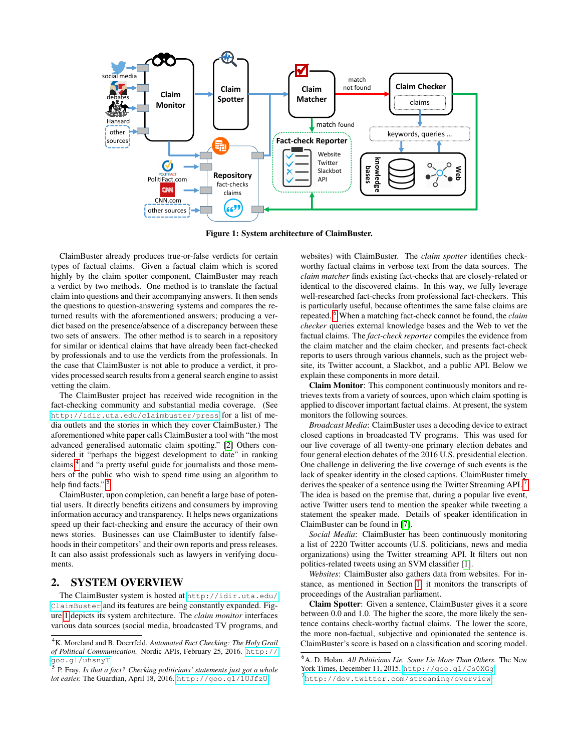Figure 1: System architecture of ClaimBuster.

ClaimBuster already produces true-or-false verdicts for certain types of factual claims. Given a factual claim which is scored highly by the claim spotter component, ClaimBuster may reach a verdict by two methods. One method is to translate the factual claim into questions and their accompanying answers. It then sends the questions to question-answering systems and compares the returned results with the aforementioned answers; producing a verdict based on the presence/absence of a discrepancy between these two sets of answers. The other method is to search in a repository for similar or identical claims that have already been fact-checked by professionals and to use the verdicts from the professionals. In the case that ClaimBuster is not able to produce a verdict, it provides processed search results from a general search engine to assist vetting the claim.

The ClaimBuster project has received wide recognition in the fact-checking community and substantial media coverage. (See `http://idir.uta.edu/claimbuster/press` for a list of media outlets and the stories in which they cover ClaimBuster.) The aforementioned white paper calls ClaimBuster a tool with "the most advanced generalised automatic claim spotting." [2] Others considered it "perhaps the biggest development to date" in ranking claims [4] and "a pretty useful guide for journalists and those members of the public who wish to spend time using an algorithm to help find facts." [5]

ClaimBuster, upon completion, can benefit a large base of potential users. It directly benefits citizens and consumers by improving information accuracy and transparency. It helps news organizations speed up their fact-checking and ensure the accuracy of their own news stories. Businesses can use ClaimBuster to identify falsehoods in their competitors' and their own reports and press releases. It can also assist professionals such as lawyers in verifying documents.

## 2. SYSTEM OVERVIEW

The ClaimBuster system is hosted at `http://idir.uta.edu/ClaimBuster` and its features are being constantly expanded. Figure 1 depicts its system architecture. The *claim monitor* interfaces various data sources (social media, broadcasted TV programs, and websites) with ClaimBuster. The *claim spotter* identifies check-worthy factual claims in verbose text from the data sources. The *claim matcher* finds existing fact-checks that are closely-related or identical to the discovered claims. In this way, we fully leverage well-researched fact-checks from professional fact-checkers. This is particularly useful, because oftentimes the same false claims are repeated. [6] When a matching fact-check cannot be found, the *claim checker* queries external knowledge bases and the Web to vet the factual claims. The *fact-check reporter* compiles the evidence from the claim matcher and the claim checker, and presents fact-check reports to users through various channels, such as the project website, its Twitter account, a Slackbot, and a public API. Below we explain these components in more detail.

**Claim Monitor**: This component continuously monitors and retrieves texts from a variety of sources, upon which claim spotting is applied to discover important factual claims. At present, the system monitors the following sources.

*Broadcast Media*: ClaimBuster uses a decoding device to extract closed captions in broadcasted TV programs. This was used for our live coverage of all twenty-one primary election debates and four general election debates of the 2016 U.S. presidential election. One challenge in delivering the live coverage of such events is the lack of speaker identity in the closed captions. ClaimBuster timely derives the speaker of a sentence using the Twitter Streaming API. [7] The idea is based on the premise that, during a popular live event, active Twitter users tend to mention the speaker while tweeting a statement the speaker made. Details of speaker identification in ClaimBuster can be found in [7].

*Social Media*: ClaimBuster has been continuously monitoring a list of 2220 Twitter accounts (U.S. politicians, news and media organizations) using the Twitter streaming API. It filters out non politics-related tweets using an SVM classifier [1].

*Websites*: ClaimBuster also gathers data from websites. For instance, as mentioned in Section 1, it monitors the transcripts of proceedings of the Australian parliament.

**Claim Spotter**: Given a sentence, ClaimBuster gives it a score between 0.0 and 1.0. The higher the score, the more likely the sentence contains check-worthy factual claims. The lower the score, the more non-factual, subjective and opinionated the sentence is. ClaimBuster's score is based on a classification and scoring model.

[4] K. Moreland and B. Doerrfeld. *Automated Fact Checking: The Holy Grail of Political Communication.* Nordic APIs, February 25, 2016. `http://goo.gl/uhsnyT`

[5] P. Fray. *Is that a fact? Checking politicians' statements just got a whole lot easier.* The Guardian, April 18, 2016. `http://goo.gl/1UJfzU`

[6] A. D. Holan. *All Politicians Lie. Some Lie More Than Others.* The New York Times, December 11, 2015. `http://goo.gl/Js0XGg`

[7] `http://dev.twitter.com/streaming/overview`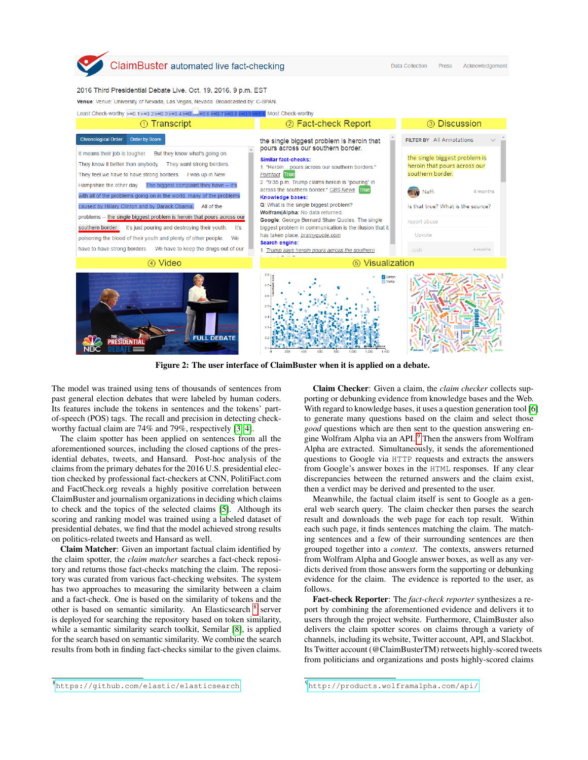**Figure 2: The user interface of ClaimBuster when it is applied on a debate.**

The model was trained using tens of thousands of sentences from past general election debates that were labeled by human coders. Its features include the tokens in sentences and the tokens' part-of-speech (POS) tags. The recall and precision in detecting check-worthy factual claim are 74% and 79%, respectively [3, 4].

The claim spotter has been applied on sentences from all the aforementioned sources, including the closed captions of the presidential debates, tweets, and Hansard. Post-hoc analysis of the claims from the primary debates for the 2016 U.S. presidential election checked by professional fact-checkers at CNN, PolitiFact.com and FactCheck.org reveals a highly positive correlation between ClaimBuster and journalism organizations in deciding which claims to check and the topics of the selected claims [5]. Although its scoring and ranking model was trained using a labeled dataset of presidential debates, we find that the model achieved strong results on politics-related tweets and Hansard as well.

**Claim Matcher**: Given an important factual claim identified by the claim spotter, the *claim matcher* searches a fact-check repository and returns those fact-checks matching the claim. The repository was curated from various fact-checking websites. The system has two approaches to measuring the similarity between a claim and a fact-check. One is based on the similarity of tokens and the other is based on semantic similarity. An Elasticsearch[8] server is deployed for searching the repository based on token similarity, while a semantic similarity search toolkit, Semilar [8], is applied for the search based on semantic similarity. We combine the search results from both in finding fact-checks similar to the given claims.

**Claim Checker**: Given a claim, the *claim checker* collects supporting or debunking evidence from knowledge bases and the Web. With regard to knowledge bases, it uses a question generation tool [6] to generate many questions based on the claim and select those *good* questions which are then sent to the question answering engine Wolfram Alpha via an API.[9] Then the answers from Wolfram Alpha are extracted. Simultaneously, it sends the aforementioned questions to Google via `HTTP` requests and extracts the answers from Google's answer boxes in the `HTML` responses. If any clear discrepancies between the returned answers and the claim exist, then a verdict may be derived and presented to the user.

Meanwhile, the factual claim itself is sent to Google as a general web search query. The claim checker then parses the search result and downloads the web page for each top result. Within each such page, it finds sentences matching the claim. The matching sentences and a few of their surrounding sentences are then grouped together into a *context*. The contexts, answers returned from Wolfram Alpha and Google answer boxes, as well as any verdicts derived from those answers form the supporting or debunking evidence for the claim. The evidence is reported to the user, as follows.

**Fact-check Reporter**: The *fact-check reporter* synthesizes a report by combining the aforementioned evidence and delivers it to users through the project website. Furthermore, ClaimBuster also delivers the claim spotter scores on claims through a variety of channels, including its website, Twitter account, API, and Slackbot. Its Twitter account (@ClaimBusterTM) retweets highly-scored tweets from politicians and organizations and posts highly-scored claims

[8] `https://github.com/elastic/elasticsearch`

[9] `http://products.wolframalpha.com/api/`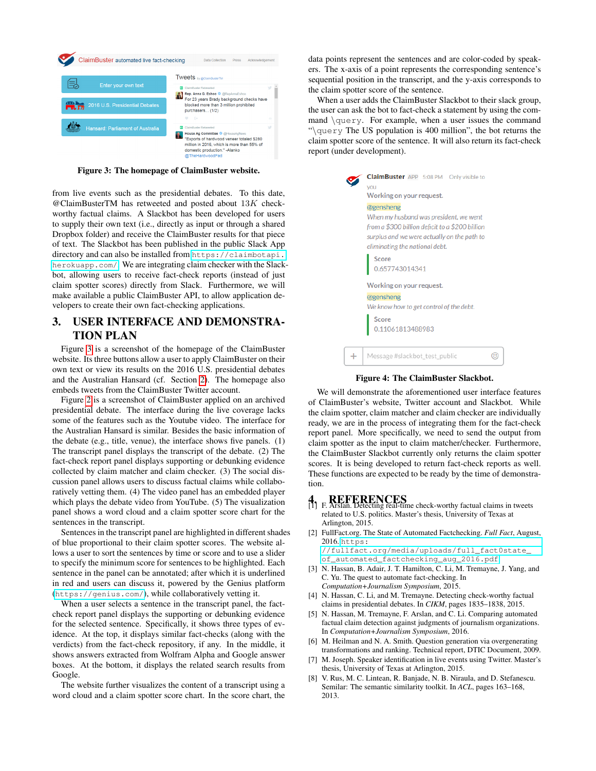Figure 3: The homepage of ClaimBuster website.

from live events such as the presidential debates. To this date, @ClaimBusterTM has retweeted and posted about $13K$ check-worthy factual claims. A Slackbot has been developed for users to supply their own text (i.e., directly as input or through a shared Dropbox folder) and receive the ClaimBuster results for that piece of text. The Slackbot has been published in the public Slack App directory and can also be installed from https://claimbotapi.herokuapp.com/. We are integrating claim checker with the Slackbot, allowing users to receive fact-check reports (instead of just claim spotter scores) directly from Slack. Furthermore, we will make available a public ClaimBuster API, to allow application developers to create their own fact-checking applications.

## 3. USER INTERFACE AND DEMONSTRATION PLAN

Figure 3 is a screenshot of the homepage of the ClaimBuster website. Its three buttons allow a user to apply ClaimBuster on their own text or view its results on the 2016 U.S. presidential debates and the Australian Hansard (cf. Section 2). The homepage also embeds tweets from the ClaimBuster Twitter account.

Figure 2 is a screenshot of ClaimBuster applied on an archived presidential debate. The interface during the live coverage lacks some of the features such as the Youtube video. The interface for the Australian Hansard is similar. Besides the basic information of the debate (e.g., title, venue), the interface shows five panels. (1) The transcript panel displays the transcript of the debate. (2) The fact-check report panel displays supporting or debunking evidence collected by claim matcher and claim checker. (3) The social discussion panel allows users to discuss factual claims while collaboratively vetting them. (4) The video panel has an embedded player which plays the debate video from YouTube. (5) The visualization panel shows a word cloud and a claim spotter score chart for the sentences in the transcript.

Sentences in the transcript panel are highlighted in different shades of blue proportional to their claim spotter scores. The website allows a user to sort the sentences by time or score and to use a slider to specify the minimum score for sentences to be highlighted. Each sentence in the panel can be annotated; after which it is underlined in red and users can discuss it, powered by the Genius platform (https://genius.com/), while collaboratively vetting it.

When a user selects a sentence in the transcript panel, the fact-check report panel displays the supporting or debunking evidence for the selected sentence. Specifically, it shows three types of evidence. At the top, it displays similar fact-checks (along with the verdicts) from the fact-check repository, if any. In the middle, it shows answers extracted from Wolfram Alpha and Google answer boxes. At the bottom, it displays the related search results from Google.

The website further visualizes the content of a transcript using a word cloud and a claim spotter score chart. In the score chart, the data points represent the sentences and are color-coded by speakers. The x-axis of a point represents the corresponding sentence's sequential position in the transcript, and the y-axis corresponds to the claim spotter score of the sentence.

When a user adds the ClaimBuster Slackbot to their slack group, the user can ask the bot to fact-check a statement by using the command \query. For example, when a user issues the command "\query The US population is 400 million", the bot returns the claim spotter score of the sentence. It will also return its fact-check report (under development).

Figure 4: The ClaimBuster Slackbot.

We will demonstrate the aforementioned user interface features of ClaimBuster's website, Twitter account and Slackbot. While the claim spotter, claim matcher and claim checker are individually ready, we are in the process of integrating them for the fact-check report panel. More specifically, we need to send the output from claim spotter as the input to claim matcher/checker. Furthermore, the ClaimBuster Slackbot currently only returns the claim spotter scores. It is being developed to return fact-check reports as well. These functions are expected to be ready by the time of demonstration.

## 4. REFERENCES

[1] F. Arslan. Detecting real-time check-worthy factual claims in tweets related to U.S. politics. Master's thesis, University of Texas at Arlington, 2015.

[2] FullFact.org. The State of Automated Factchecking. *Full Fact*, August, 2016. https://fullfact.org/media/uploads/full_fact0state_of_automated_factchecking_aug_2016.pdf

[3] N. Hassan, B. Adair, J. T. Hamilton, C. Li, M. Tremayne, J. Yang, and C. Yu. The quest to automate fact-checking. In *Computation+Journalism Symposium*, 2015.

[4] N. Hassan, C. Li, and M. Tremayne. Detecting check-worthy factual claims in presidential debates. In *CIKM*, pages 1835–1838, 2015.

[5] N. Hassan, M. Tremayne, F. Arslan, and C. Li. Comparing automated factual claim detection against judgments of journalism organizations. In *Computation+Journalism Symposium*, 2016.

[6] M. Heilman and N. A. Smith. Question generation via overgenerating transformations and ranking. Technical report, DTIC Document, 2009.

[7] M. Joseph. Speaker identification in live events using Twitter. Master's thesis, University of Texas at Arlington, 2015.

[8] V. Rus, M. C. Lintean, R. Banjade, N. B. Niraula, and D. Stefanescu. Semilar: The semantic similarity toolkit. In *ACL*, pages 163–168, 2013.